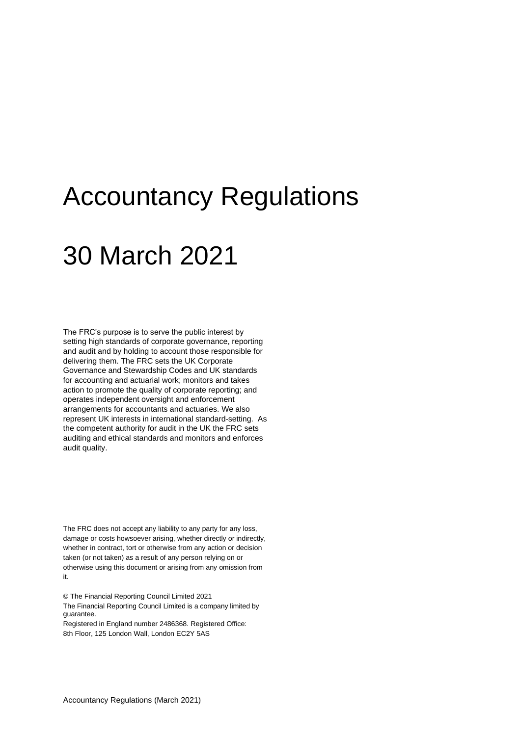# Accountancy Regulations

# 30 March 2021

The FRC's purpose is to serve the public interest by setting high standards of corporate governance, reporting and audit and by holding to account those responsible for delivering them. The FRC sets the UK Corporate Governance and Stewardship Codes and UK standards for accounting and actuarial work; monitors and takes action to promote the quality of corporate reporting; and operates independent oversight and enforcement arrangements for accountants and actuaries. We also represent UK interests in international standard-setting. As the competent authority for audit in the UK the FRC sets auditing and ethical standards and monitors and enforces audit quality.

The FRC does not accept any liability to any party for any loss, damage or costs howsoever arising, whether directly or indirectly, whether in contract, tort or otherwise from any action or decision taken (or not taken) as a result of any person relying on or otherwise using this document or arising from any omission from it.

© The Financial Reporting Council Limited 2021
The Financial Reporting Council Limited is a company limited by guarantee.
Registered in England number 2486368. Registered Office:
8th Floor, 125 London Wall, London EC2Y 5AS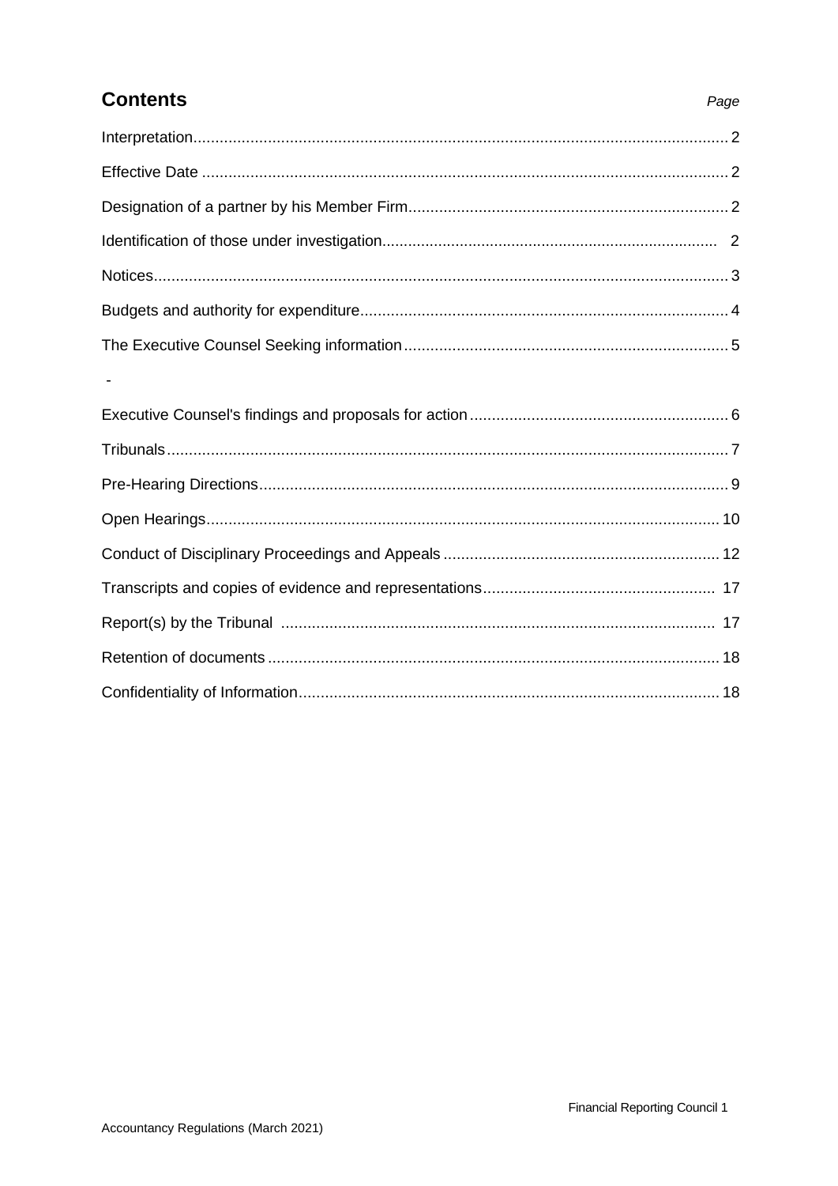## Contents

| | Page |
|---|---|
| Interpretation | 2 |
| Effective Date | 2 |
| Designation of a partner by his Member Firm | 2 |
| Identification of those under investigation | 2 |
| Notices | 3 |
| Budgets and authority for expenditure | 4 |
| The Executive Counsel Seeking information | 5 |
| - | |
| Executive Counsel's findings and proposals for action | 6 |
| Tribunals | 7 |
| Pre-Hearing Directions | 9 |
| Open Hearings | 10 |
| Conduct of Disciplinary Proceedings and Appeals | 12 |
| Transcripts and copies of evidence and representations | 17 |
| Report(s) by the Tribunal | 17 |
| Retention of documents | 18 |
| Confidentiality of Information | 18 |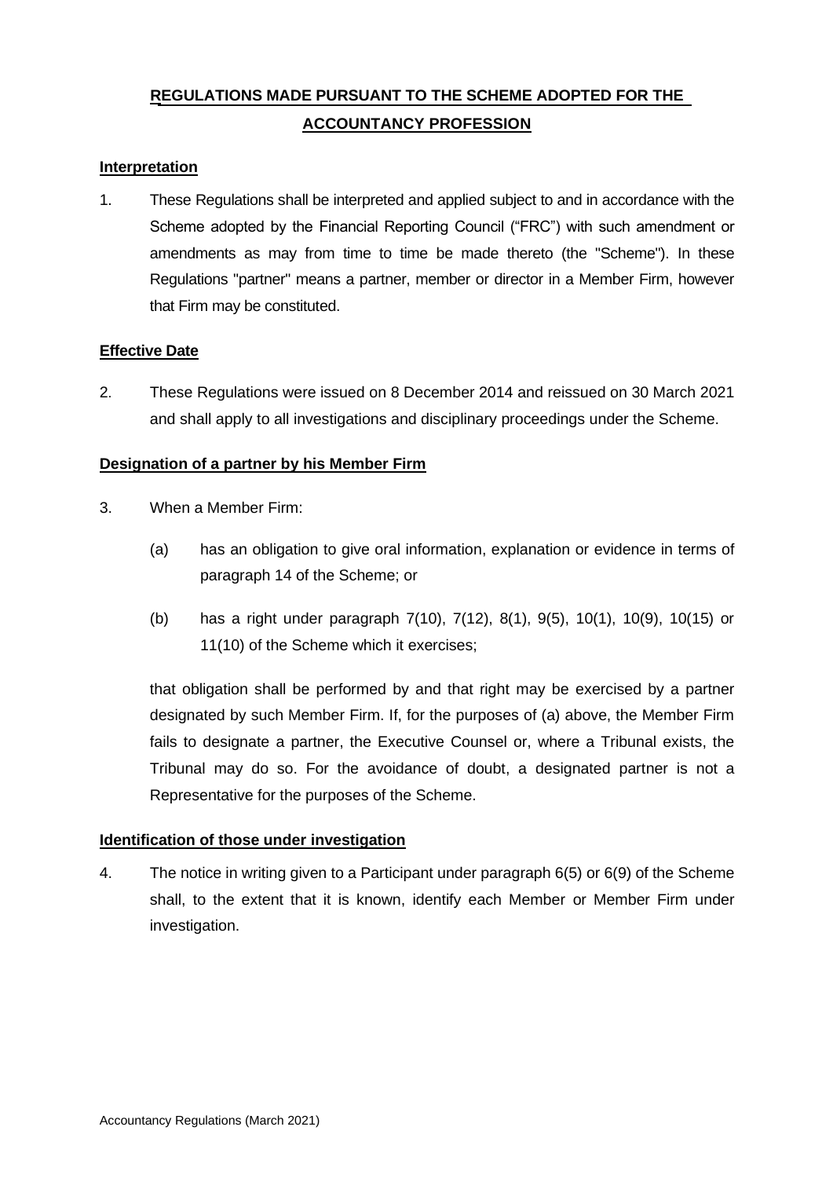## **REGULATIONS MADE PURSUANT TO THE SCHEME ADOPTED FOR THE ACCOUNTANCY PROFESSION**

### **Interpretation**

1. These Regulations shall be interpreted and applied subject to and in accordance with the Scheme adopted by the Financial Reporting Council ("FRC") with such amendment or amendments as may from time to time be made thereto (the "Scheme"). In these Regulations "partner" means a partner, member or director in a Member Firm, however that Firm may be constituted.

### **Effective Date**

2. These Regulations were issued on 8 December 2014 and reissued on 30 March 2021 and shall apply to all investigations and disciplinary proceedings under the Scheme.

### **Designation of a partner by his Member Firm**

3. When a Member Firm:

   (a) has an obligation to give oral information, explanation or evidence in terms of paragraph 14 of the Scheme; or

   (b) has a right under paragraph 7(10), 7(12), 8(1), 9(5), 10(1), 10(9), 10(15) or 11(10) of the Scheme which it exercises;

   that obligation shall be performed by and that right may be exercised by a partner designated by such Member Firm. If, for the purposes of (a) above, the Member Firm fails to designate a partner, the Executive Counsel or, where a Tribunal exists, the Tribunal may do so. For the avoidance of doubt, a designated partner is not a Representative for the purposes of the Scheme.

### **Identification of those under investigation**

4. The notice in writing given to a Participant under paragraph 6(5) or 6(9) of the Scheme shall, to the extent that it is known, identify each Member or Member Firm under investigation.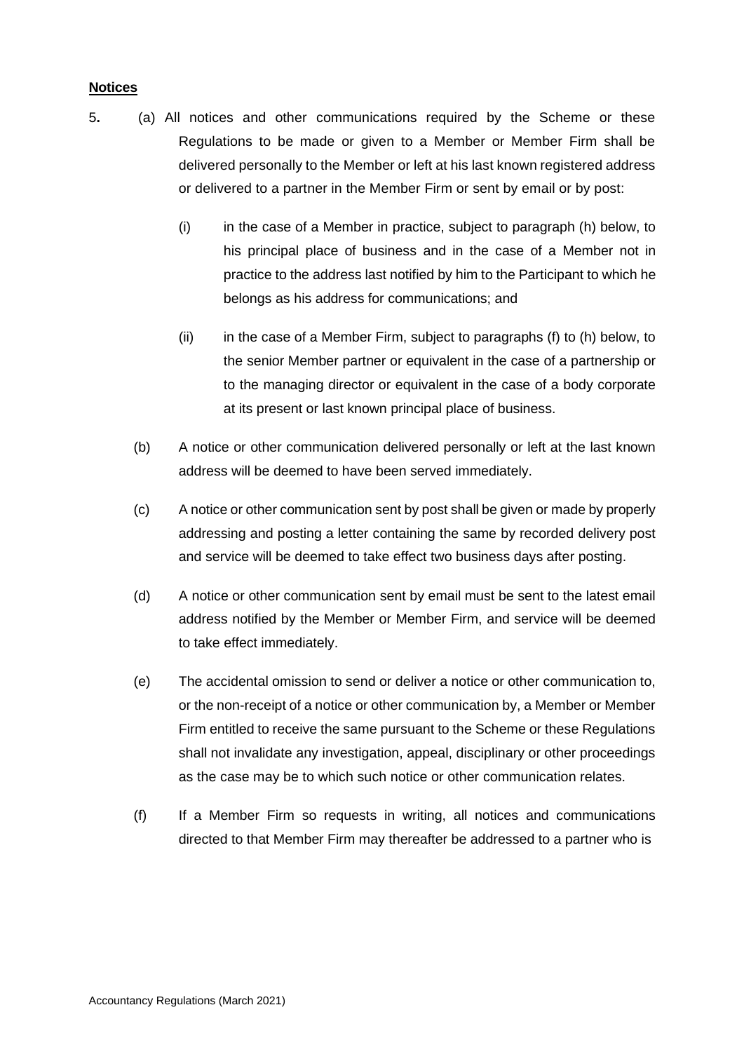**Notices**

5. (a) All notices and other communications required by the Scheme or these Regulations to be made or given to a Member or Member Firm shall be delivered personally to the Member or left at his last known registered address or delivered to a partner in the Member Firm or sent by email or by post:

   (i) in the case of a Member in practice, subject to paragraph (h) below, to his principal place of business and in the case of a Member not in practice to the address last notified by him to the Participant to which he belongs as his address for communications; and

   (ii) in the case of a Member Firm, subject to paragraphs (f) to (h) below, to the senior Member partner or equivalent in the case of a partnership or to the managing director or equivalent in the case of a body corporate at its present or last known principal place of business.

   (b) A notice or other communication delivered personally or left at the last known address will be deemed to have been served immediately.

   (c) A notice or other communication sent by post shall be given or made by properly addressing and posting a letter containing the same by recorded delivery post and service will be deemed to take effect two business days after posting.

   (d) A notice or other communication sent by email must be sent to the latest email address notified by the Member or Member Firm, and service will be deemed to take effect immediately.

   (e) The accidental omission to send or deliver a notice or other communication to, or the non-receipt of a notice or other communication by, a Member or Member Firm entitled to receive the same pursuant to the Scheme or these Regulations shall not invalidate any investigation, appeal, disciplinary or other proceedings as the case may be to which such notice or other communication relates.

   (f) If a Member Firm so requests in writing, all notices and communications directed to that Member Firm may thereafter be addressed to a partner who is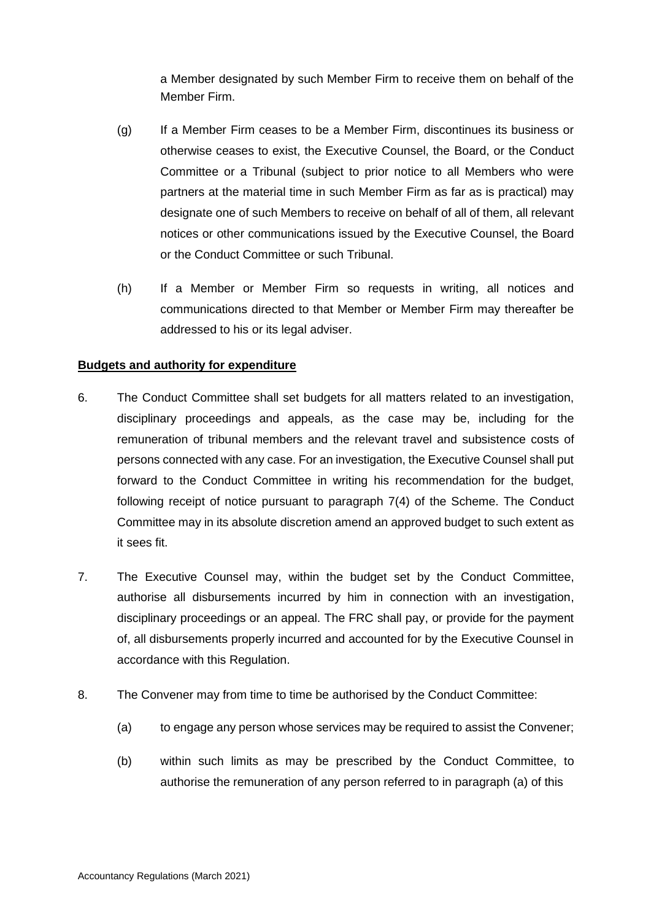a Member designated by such Member Firm to receive them on behalf of the Member Firm.

(g) If a Member Firm ceases to be a Member Firm, discontinues its business or otherwise ceases to exist, the Executive Counsel, the Board, or the Conduct Committee or a Tribunal (subject to prior notice to all Members who were partners at the material time in such Member Firm as far as is practical) may designate one of such Members to receive on behalf of all of them, all relevant notices or other communications issued by the Executive Counsel, the Board or the Conduct Committee or such Tribunal.

(h) If a Member or Member Firm so requests in writing, all notices and communications directed to that Member or Member Firm may thereafter be addressed to his or its legal adviser.

**Budgets and authority for expenditure**

6. The Conduct Committee shall set budgets for all matters related to an investigation, disciplinary proceedings and appeals, as the case may be, including for the remuneration of tribunal members and the relevant travel and subsistence costs of persons connected with any case. For an investigation, the Executive Counsel shall put forward to the Conduct Committee in writing his recommendation for the budget, following receipt of notice pursuant to paragraph 7(4) of the Scheme. The Conduct Committee may in its absolute discretion amend an approved budget to such extent as it sees fit.

7. The Executive Counsel may, within the budget set by the Conduct Committee, authorise all disbursements incurred by him in connection with an investigation, disciplinary proceedings or an appeal. The FRC shall pay, or provide for the payment of, all disbursements properly incurred and accounted for by the Executive Counsel in accordance with this Regulation.

8. The Convener may from time to time be authorised by the Conduct Committee:

   (a) to engage any person whose services may be required to assist the Convener;

   (b) within such limits as may be prescribed by the Conduct Committee, to authorise the remuneration of any person referred to in paragraph (a) of this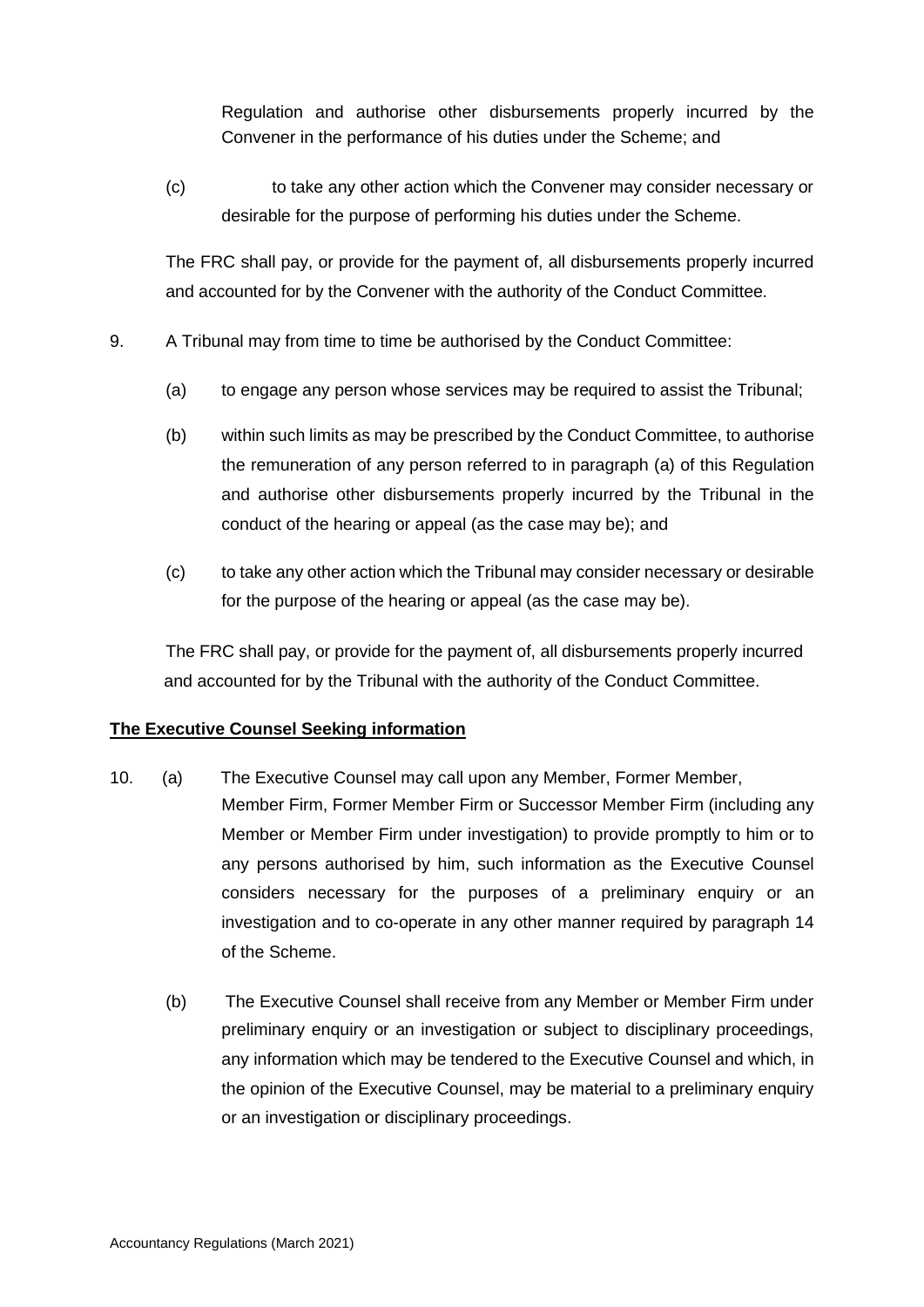Regulation and authorise other disbursements properly incurred by the Convener in the performance of his duties under the Scheme; and

(c) to take any other action which the Convener may consider necessary or desirable for the purpose of performing his duties under the Scheme.

The FRC shall pay, or provide for the payment of, all disbursements properly incurred and accounted for by the Convener with the authority of the Conduct Committee.

9. A Tribunal may from time to time be authorised by the Conduct Committee:

(a) to engage any person whose services may be required to assist the Tribunal;

(b) within such limits as may be prescribed by the Conduct Committee, to authorise the remuneration of any person referred to in paragraph (a) of this Regulation and authorise other disbursements properly incurred by the Tribunal in the conduct of the hearing or appeal (as the case may be); and

(c) to take any other action which the Tribunal may consider necessary or desirable for the purpose of the hearing or appeal (as the case may be).

The FRC shall pay, or provide for the payment of, all disbursements properly incurred and accounted for by the Tribunal with the authority of the Conduct Committee.

**The Executive Counsel Seeking information**

10. (a) The Executive Counsel may call upon any Member, Former Member, Member Firm, Former Member Firm or Successor Member Firm (including any Member or Member Firm under investigation) to provide promptly to him or to any persons authorised by him, such information as the Executive Counsel considers necessary for the purposes of a preliminary enquiry or an investigation and to co-operate in any other manner required by paragraph 14 of the Scheme.

(b) The Executive Counsel shall receive from any Member or Member Firm under preliminary enquiry or an investigation or subject to disciplinary proceedings, any information which may be tendered to the Executive Counsel and which, in the opinion of the Executive Counsel, may be material to a preliminary enquiry or an investigation or disciplinary proceedings.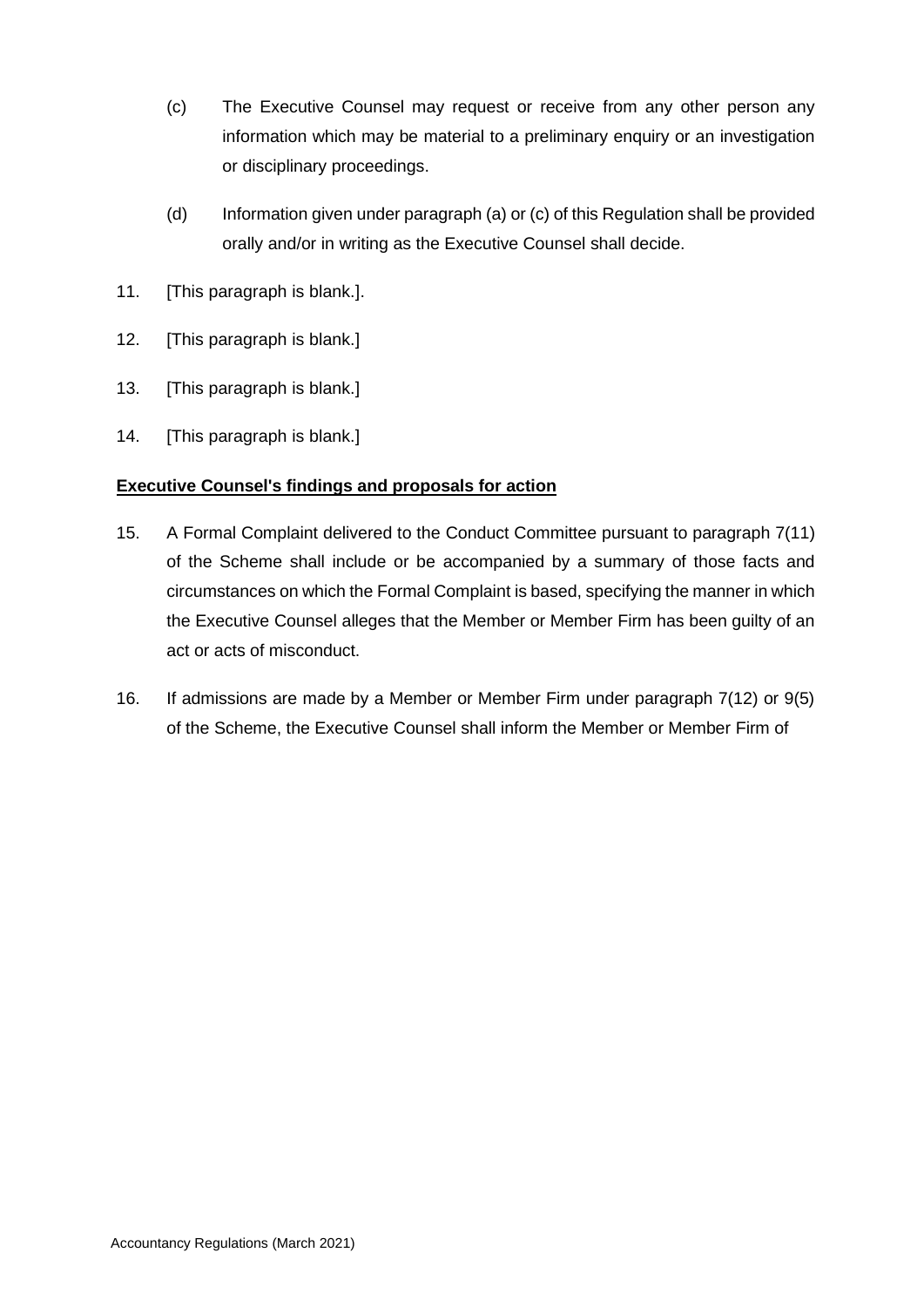(c) The Executive Counsel may request or receive from any other person any information which may be material to a preliminary enquiry or an investigation or disciplinary proceedings.

(d) Information given under paragraph (a) or (c) of this Regulation shall be provided orally and/or in writing as the Executive Counsel shall decide.

11. [This paragraph is blank.].

12. [This paragraph is blank.]

13. [This paragraph is blank.]

14. [This paragraph is blank.]

**Executive Counsel's findings and proposals for action**

15. A Formal Complaint delivered to the Conduct Committee pursuant to paragraph 7(11) of the Scheme shall include or be accompanied by a summary of those facts and circumstances on which the Formal Complaint is based, specifying the manner in which the Executive Counsel alleges that the Member or Member Firm has been guilty of an act or acts of misconduct.

16. If admissions are made by a Member or Member Firm under paragraph 7(12) or 9(5) of the Scheme, the Executive Counsel shall inform the Member or Member Firm of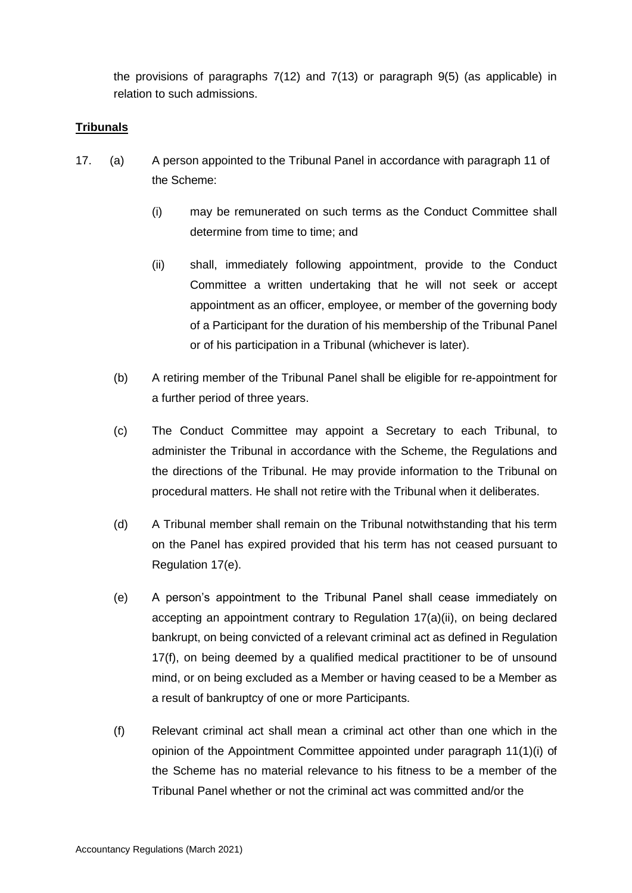the provisions of paragraphs 7(12) and 7(13) or paragraph 9(5) (as applicable) in relation to such admissions.

**Tribunals**

17. (a) A person appointed to the Tribunal Panel in accordance with paragraph 11 of the Scheme:

    (i) may be remunerated on such terms as the Conduct Committee shall determine from time to time; and

    (ii) shall, immediately following appointment, provide to the Conduct Committee a written undertaking that he will not seek or accept appointment as an officer, employee, or member of the governing body of a Participant for the duration of his membership of the Tribunal Panel or of his participation in a Tribunal (whichever is later).

    (b) A retiring member of the Tribunal Panel shall be eligible for re-appointment for a further period of three years.

    (c) The Conduct Committee may appoint a Secretary to each Tribunal, to administer the Tribunal in accordance with the Scheme, the Regulations and the directions of the Tribunal. He may provide information to the Tribunal on procedural matters. He shall not retire with the Tribunal when it deliberates.

    (d) A Tribunal member shall remain on the Tribunal notwithstanding that his term on the Panel has expired provided that his term has not ceased pursuant to Regulation 17(e).

    (e) A person's appointment to the Tribunal Panel shall cease immediately on accepting an appointment contrary to Regulation 17(a)(ii), on being declared bankrupt, on being convicted of a relevant criminal act as defined in Regulation 17(f), on being deemed by a qualified medical practitioner to be of unsound mind, or on being excluded as a Member or having ceased to be a Member as a result of bankruptcy of one or more Participants.

    (f) Relevant criminal act shall mean a criminal act other than one which in the opinion of the Appointment Committee appointed under paragraph 11(1)(i) of the Scheme has no material relevance to his fitness to be a member of the Tribunal Panel whether or not the criminal act was committed and/or the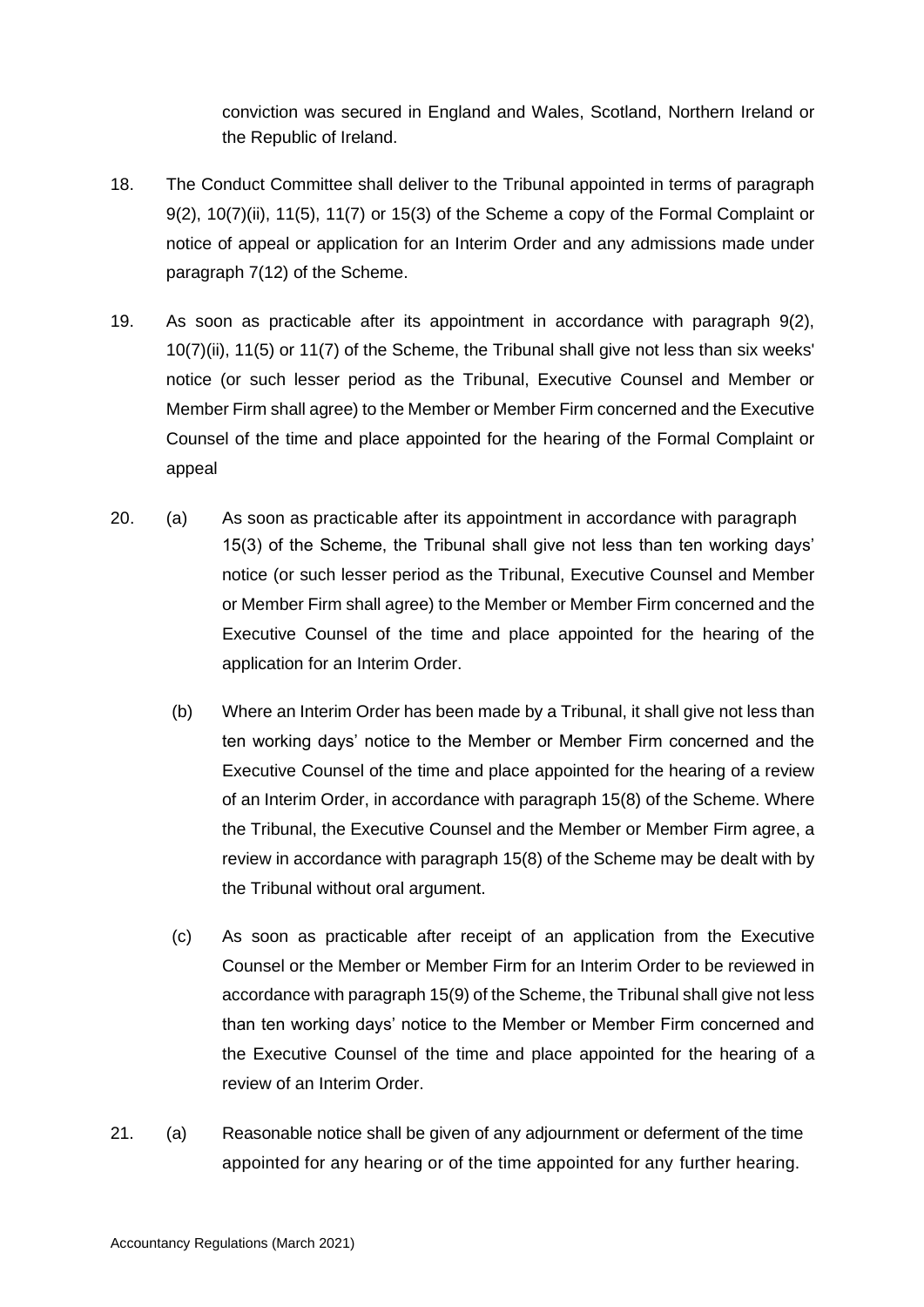conviction was secured in England and Wales, Scotland, Northern Ireland or the Republic of Ireland.

18. The Conduct Committee shall deliver to the Tribunal appointed in terms of paragraph 9(2), 10(7)(ii), 11(5), 11(7) or 15(3) of the Scheme a copy of the Formal Complaint or notice of appeal or application for an Interim Order and any admissions made under paragraph 7(12) of the Scheme.

19. As soon as practicable after its appointment in accordance with paragraph 9(2), 10(7)(ii), 11(5) or 11(7) of the Scheme, the Tribunal shall give not less than six weeks' notice (or such lesser period as the Tribunal, Executive Counsel and Member or Member Firm shall agree) to the Member or Member Firm concerned and the Executive Counsel of the time and place appointed for the hearing of the Formal Complaint or appeal

20. (a) As soon as practicable after its appointment in accordance with paragraph 15(3) of the Scheme, the Tribunal shall give not less than ten working days' notice (or such lesser period as the Tribunal, Executive Counsel and Member or Member Firm shall agree) to the Member or Member Firm concerned and the Executive Counsel of the time and place appointed for the hearing of the application for an Interim Order.

    (b) Where an Interim Order has been made by a Tribunal, it shall give not less than ten working days' notice to the Member or Member Firm concerned and the Executive Counsel of the time and place appointed for the hearing of a review of an Interim Order, in accordance with paragraph 15(8) of the Scheme. Where the Tribunal, the Executive Counsel and the Member or Member Firm agree, a review in accordance with paragraph 15(8) of the Scheme may be dealt with by the Tribunal without oral argument.

    (c) As soon as practicable after receipt of an application from the Executive Counsel or the Member or Member Firm for an Interim Order to be reviewed in accordance with paragraph 15(9) of the Scheme, the Tribunal shall give not less than ten working days' notice to the Member or Member Firm concerned and the Executive Counsel of the time and place appointed for the hearing of a review of an Interim Order.

21. (a) Reasonable notice shall be given of any adjournment or deferment of the time appointed for any hearing or of the time appointed for any further hearing.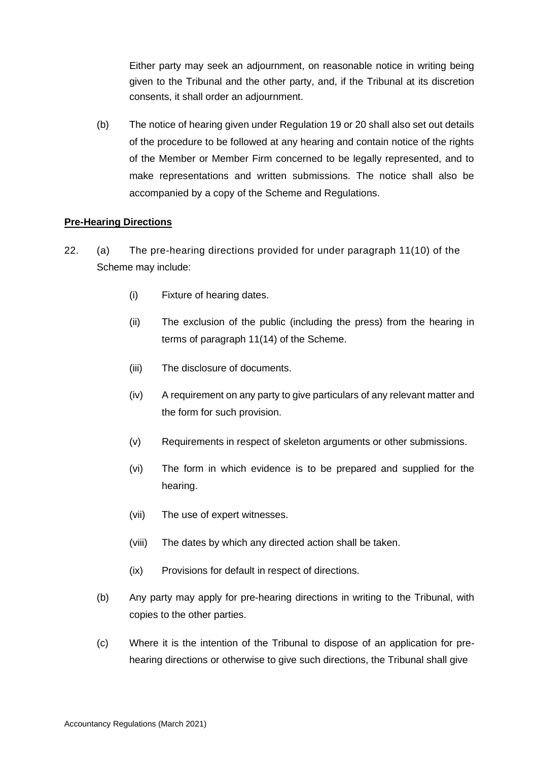Either party may seek an adjournment, on reasonable notice in writing being given to the Tribunal and the other party, and, if the Tribunal at its discretion consents, it shall order an adjournment.

(b) The notice of hearing given under Regulation 19 or 20 shall also set out details of the procedure to be followed at any hearing and contain notice of the rights of the Member or Member Firm concerned to be legally represented, and to make representations and written submissions. The notice shall also be accompanied by a copy of the Scheme and Regulations.

**Pre-Hearing Directions**

22. (a) The pre-hearing directions provided for under paragraph 11(10) of the Scheme may include:

   (i) Fixture of hearing dates.

   (ii) The exclusion of the public (including the press) from the hearing in terms of paragraph 11(14) of the Scheme.

   (iii) The disclosure of documents.

   (iv) A requirement on any party to give particulars of any relevant matter and the form for such provision.

   (v) Requirements in respect of skeleton arguments or other submissions.

   (vi) The form in which evidence is to be prepared and supplied for the hearing.

   (vii) The use of expert witnesses.

   (viii) The dates by which any directed action shall be taken.

   (ix) Provisions for default in respect of directions.

(b) Any party may apply for pre-hearing directions in writing to the Tribunal, with copies to the other parties.

(c) Where it is the intention of the Tribunal to dispose of an application for pre-hearing directions or otherwise to give such directions, the Tribunal shall give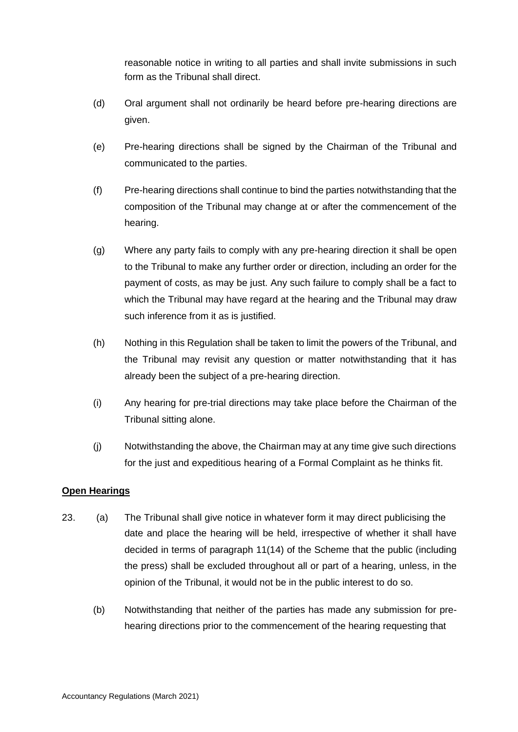reasonable notice in writing to all parties and shall invite submissions in such form as the Tribunal shall direct.

(d) Oral argument shall not ordinarily be heard before pre-hearing directions are given.

(e) Pre-hearing directions shall be signed by the Chairman of the Tribunal and communicated to the parties.

(f) Pre-hearing directions shall continue to bind the parties notwithstanding that the composition of the Tribunal may change at or after the commencement of the hearing.

(g) Where any party fails to comply with any pre-hearing direction it shall be open to the Tribunal to make any further order or direction, including an order for the payment of costs, as may be just. Any such failure to comply shall be a fact to which the Tribunal may have regard at the hearing and the Tribunal may draw such inference from it as is justified.

(h) Nothing in this Regulation shall be taken to limit the powers of the Tribunal, and the Tribunal may revisit any question or matter notwithstanding that it has already been the subject of a pre-hearing direction.

(i) Any hearing for pre-trial directions may take place before the Chairman of the Tribunal sitting alone.

(j) Notwithstanding the above, the Chairman may at any time give such directions for the just and expeditious hearing of a Formal Complaint as he thinks fit.

**Open Hearings**

23. (a) The Tribunal shall give notice in whatever form it may direct publicising the date and place the hearing will be held, irrespective of whether it shall have decided in terms of paragraph 11(14) of the Scheme that the public (including the press) shall be excluded throughout all or part of a hearing, unless, in the opinion of the Tribunal, it would not be in the public interest to do so.

(b) Notwithstanding that neither of the parties has made any submission for pre-hearing directions prior to the commencement of the hearing requesting that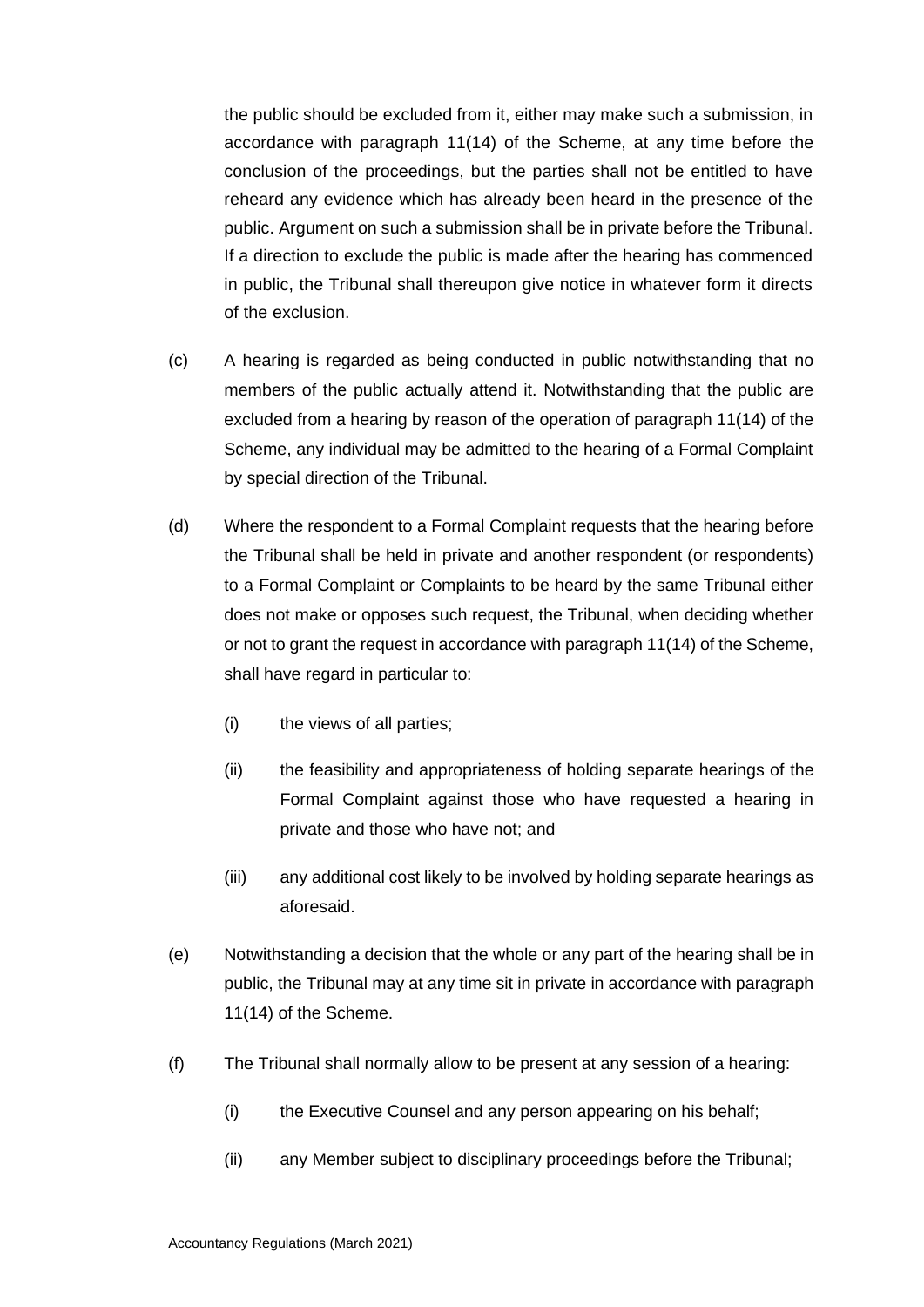the public should be excluded from it, either may make such a submission, in accordance with paragraph 11(14) of the Scheme, at any time before the conclusion of the proceedings, but the parties shall not be entitled to have reheard any evidence which has already been heard in the presence of the public. Argument on such a submission shall be in private before the Tribunal. If a direction to exclude the public is made after the hearing has commenced in public, the Tribunal shall thereupon give notice in whatever form it directs of the exclusion.

(c) A hearing is regarded as being conducted in public notwithstanding that no members of the public actually attend it. Notwithstanding that the public are excluded from a hearing by reason of the operation of paragraph 11(14) of the Scheme, any individual may be admitted to the hearing of a Formal Complaint by special direction of the Tribunal.

(d) Where the respondent to a Formal Complaint requests that the hearing before the Tribunal shall be held in private and another respondent (or respondents) to a Formal Complaint or Complaints to be heard by the same Tribunal either does not make or opposes such request, the Tribunal, when deciding whether or not to grant the request in accordance with paragraph 11(14) of the Scheme, shall have regard in particular to:

(i) the views of all parties;

(ii) the feasibility and appropriateness of holding separate hearings of the Formal Complaint against those who have requested a hearing in private and those who have not; and

(iii) any additional cost likely to be involved by holding separate hearings as aforesaid.

(e) Notwithstanding a decision that the whole or any part of the hearing shall be in public, the Tribunal may at any time sit in private in accordance with paragraph 11(14) of the Scheme.

(f) The Tribunal shall normally allow to be present at any session of a hearing:

(i) the Executive Counsel and any person appearing on his behalf;

(ii) any Member subject to disciplinary proceedings before the Tribunal;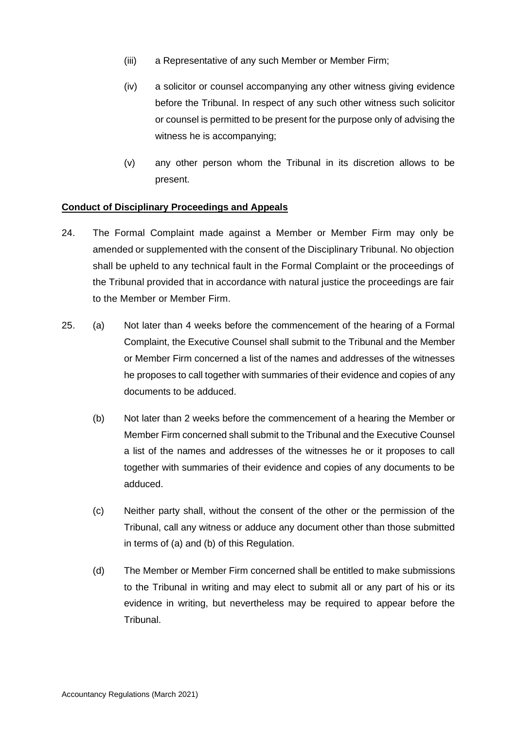(iii) a Representative of any such Member or Member Firm;

(iv) a solicitor or counsel accompanying any other witness giving evidence before the Tribunal. In respect of any such other witness such solicitor or counsel is permitted to be present for the purpose only of advising the witness he is accompanying;

(v) any other person whom the Tribunal in its discretion allows to be present.

**Conduct of Disciplinary Proceedings and Appeals**

24. The Formal Complaint made against a Member or Member Firm may only be amended or supplemented with the consent of the Disciplinary Tribunal. No objection shall be upheld to any technical fault in the Formal Complaint or the proceedings of the Tribunal provided that in accordance with natural justice the proceedings are fair to the Member or Member Firm.

25. (a) Not later than 4 weeks before the commencement of the hearing of a Formal Complaint, the Executive Counsel shall submit to the Tribunal and the Member or Member Firm concerned a list of the names and addresses of the witnesses he proposes to call together with summaries of their evidence and copies of any documents to be adduced.

(b) Not later than 2 weeks before the commencement of a hearing the Member or Member Firm concerned shall submit to the Tribunal and the Executive Counsel a list of the names and addresses of the witnesses he or it proposes to call together with summaries of their evidence and copies of any documents to be adduced.

(c) Neither party shall, without the consent of the other or the permission of the Tribunal, call any witness or adduce any document other than those submitted in terms of (a) and (b) of this Regulation.

(d) The Member or Member Firm concerned shall be entitled to make submissions to the Tribunal in writing and may elect to submit all or any part of his or its evidence in writing, but nevertheless may be required to appear before the Tribunal.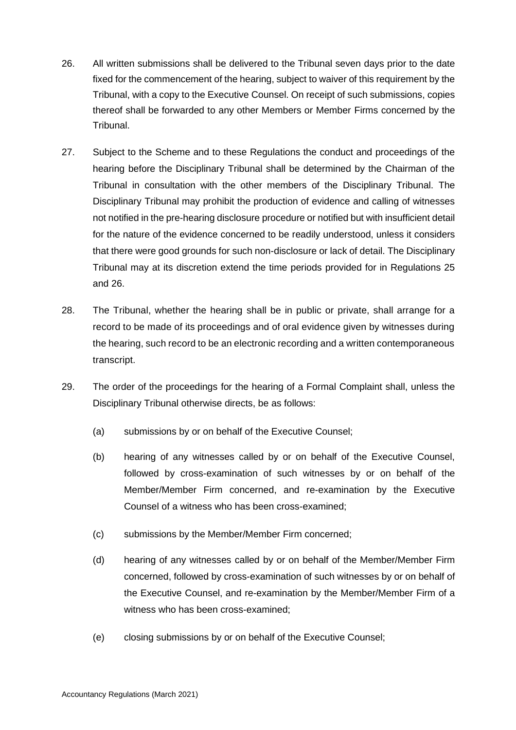26. All written submissions shall be delivered to the Tribunal seven days prior to the date fixed for the commencement of the hearing, subject to waiver of this requirement by the Tribunal, with a copy to the Executive Counsel. On receipt of such submissions, copies thereof shall be forwarded to any other Members or Member Firms concerned by the Tribunal.

27. Subject to the Scheme and to these Regulations the conduct and proceedings of the hearing before the Disciplinary Tribunal shall be determined by the Chairman of the Tribunal in consultation with the other members of the Disciplinary Tribunal. The Disciplinary Tribunal may prohibit the production of evidence and calling of witnesses not notified in the pre-hearing disclosure procedure or notified but with insufficient detail for the nature of the evidence concerned to be readily understood, unless it considers that there were good grounds for such non-disclosure or lack of detail. The Disciplinary Tribunal may at its discretion extend the time periods provided for in Regulations 25 and 26.

28. The Tribunal, whether the hearing shall be in public or private, shall arrange for a record to be made of its proceedings and of oral evidence given by witnesses during the hearing, such record to be an electronic recording and a written contemporaneous transcript.

29. The order of the proceedings for the hearing of a Formal Complaint shall, unless the Disciplinary Tribunal otherwise directs, be as follows:

    (a) submissions by or on behalf of the Executive Counsel;

    (b) hearing of any witnesses called by or on behalf of the Executive Counsel, followed by cross-examination of such witnesses by or on behalf of the Member/Member Firm concerned, and re-examination by the Executive Counsel of a witness who has been cross-examined;

    (c) submissions by the Member/Member Firm concerned;

    (d) hearing of any witnesses called by or on behalf of the Member/Member Firm concerned, followed by cross-examination of such witnesses by or on behalf of the Executive Counsel, and re-examination by the Member/Member Firm of a witness who has been cross-examined;

    (e) closing submissions by or on behalf of the Executive Counsel;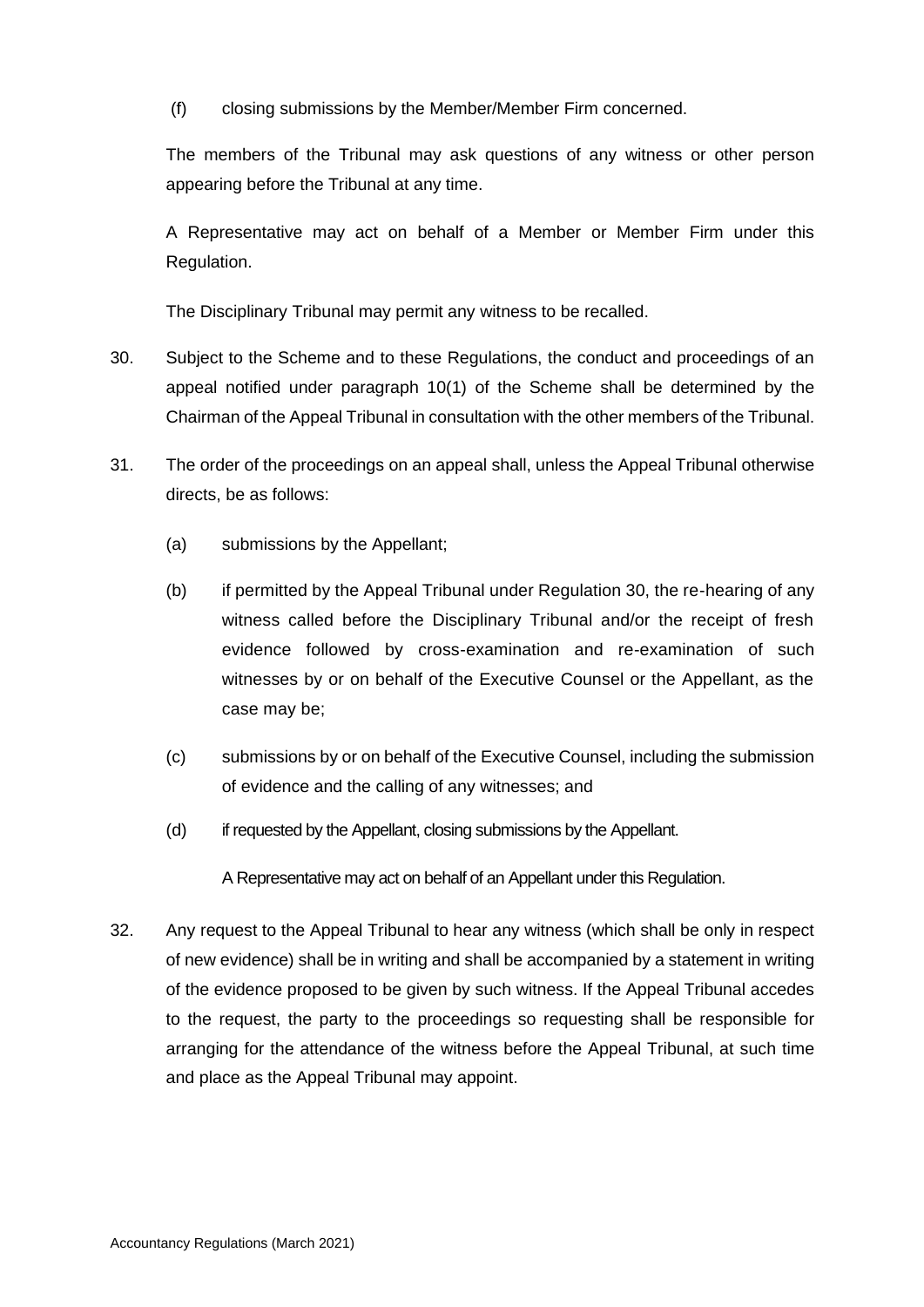(f) closing submissions by the Member/Member Firm concerned.

The members of the Tribunal may ask questions of any witness or other person appearing before the Tribunal at any time.

A Representative may act on behalf of a Member or Member Firm under this Regulation.

The Disciplinary Tribunal may permit any witness to be recalled.

30. Subject to the Scheme and to these Regulations, the conduct and proceedings of an appeal notified under paragraph 10(1) of the Scheme shall be determined by the Chairman of the Appeal Tribunal in consultation with the other members of the Tribunal.

31. The order of the proceedings on an appeal shall, unless the Appeal Tribunal otherwise directs, be as follows:

    (a) submissions by the Appellant;

    (b) if permitted by the Appeal Tribunal under Regulation 30, the re-hearing of any witness called before the Disciplinary Tribunal and/or the receipt of fresh evidence followed by cross-examination and re-examination of such witnesses by or on behalf of the Executive Counsel or the Appellant, as the case may be;

    (c) submissions by or on behalf of the Executive Counsel, including the submission of evidence and the calling of any witnesses; and

    (d) if requested by the Appellant, closing submissions by the Appellant.

    A Representative may act on behalf of an Appellant under this Regulation.

32. Any request to the Appeal Tribunal to hear any witness (which shall be only in respect of new evidence) shall be in writing and shall be accompanied by a statement in writing of the evidence proposed to be given by such witness. If the Appeal Tribunal accedes to the request, the party to the proceedings so requesting shall be responsible for arranging for the attendance of the witness before the Appeal Tribunal, at such time and place as the Appeal Tribunal may appoint.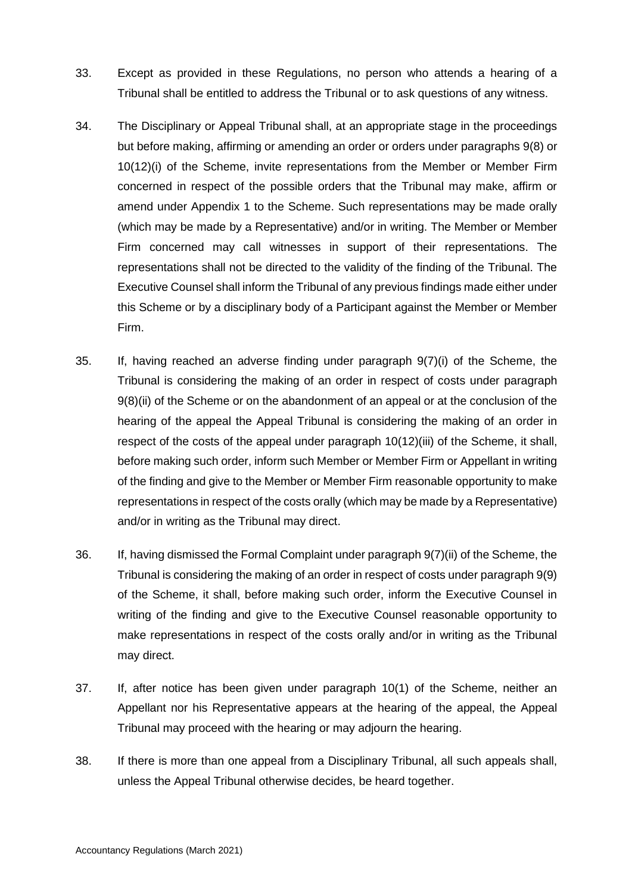33. Except as provided in these Regulations, no person who attends a hearing of a Tribunal shall be entitled to address the Tribunal or to ask questions of any witness.

34. The Disciplinary or Appeal Tribunal shall, at an appropriate stage in the proceedings but before making, affirming or amending an order or orders under paragraphs 9(8) or 10(12)(i) of the Scheme, invite representations from the Member or Member Firm concerned in respect of the possible orders that the Tribunal may make, affirm or amend under Appendix 1 to the Scheme. Such representations may be made orally (which may be made by a Representative) and/or in writing. The Member or Member Firm concerned may call witnesses in support of their representations. The representations shall not be directed to the validity of the finding of the Tribunal. The Executive Counsel shall inform the Tribunal of any previous findings made either under this Scheme or by a disciplinary body of a Participant against the Member or Member Firm.

35. If, having reached an adverse finding under paragraph 9(7)(i) of the Scheme, the Tribunal is considering the making of an order in respect of costs under paragraph 9(8)(ii) of the Scheme or on the abandonment of an appeal or at the conclusion of the hearing of the appeal the Appeal Tribunal is considering the making of an order in respect of the costs of the appeal under paragraph 10(12)(iii) of the Scheme, it shall, before making such order, inform such Member or Member Firm or Appellant in writing of the finding and give to the Member or Member Firm reasonable opportunity to make representations in respect of the costs orally (which may be made by a Representative) and/or in writing as the Tribunal may direct.

36. If, having dismissed the Formal Complaint under paragraph 9(7)(ii) of the Scheme, the Tribunal is considering the making of an order in respect of costs under paragraph 9(9) of the Scheme, it shall, before making such order, inform the Executive Counsel in writing of the finding and give to the Executive Counsel reasonable opportunity to make representations in respect of the costs orally and/or in writing as the Tribunal may direct.

37. If, after notice has been given under paragraph 10(1) of the Scheme, neither an Appellant nor his Representative appears at the hearing of the appeal, the Appeal Tribunal may proceed with the hearing or may adjourn the hearing.

38. If there is more than one appeal from a Disciplinary Tribunal, all such appeals shall, unless the Appeal Tribunal otherwise decides, be heard together.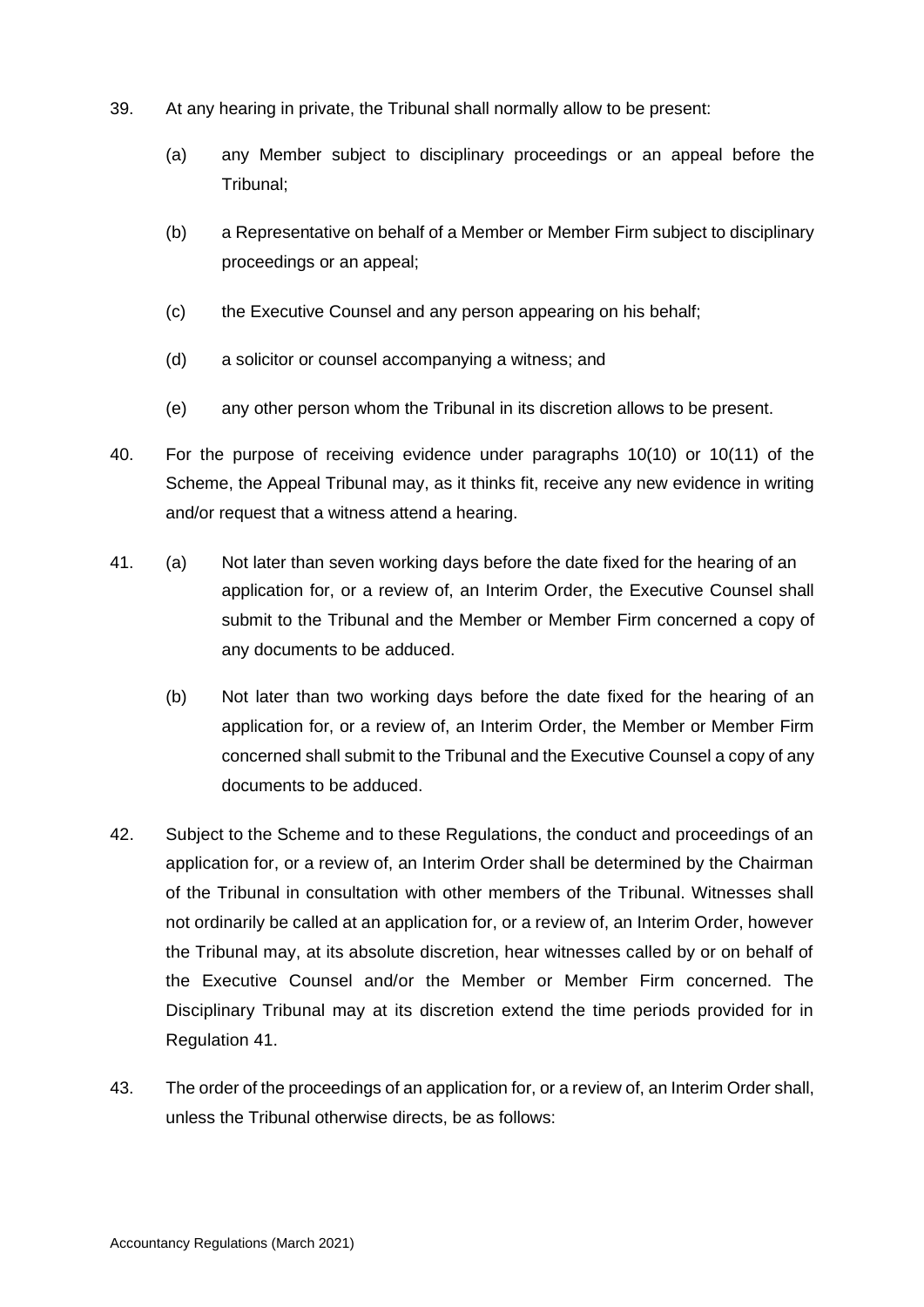39. At any hearing in private, the Tribunal shall normally allow to be present:

    (a) any Member subject to disciplinary proceedings or an appeal before the Tribunal;

    (b) a Representative on behalf of a Member or Member Firm subject to disciplinary proceedings or an appeal;

    (c) the Executive Counsel and any person appearing on his behalf;

    (d) a solicitor or counsel accompanying a witness; and

    (e) any other person whom the Tribunal in its discretion allows to be present.

40. For the purpose of receiving evidence under paragraphs 10(10) or 10(11) of the Scheme, the Appeal Tribunal may, as it thinks fit, receive any new evidence in writing and/or request that a witness attend a hearing.

41. (a) Not later than seven working days before the date fixed for the hearing of an application for, or a review of, an Interim Order, the Executive Counsel shall submit to the Tribunal and the Member or Member Firm concerned a copy of any documents to be adduced.

    (b) Not later than two working days before the date fixed for the hearing of an application for, or a review of, an Interim Order, the Member or Member Firm concerned shall submit to the Tribunal and the Executive Counsel a copy of any documents to be adduced.

42. Subject to the Scheme and to these Regulations, the conduct and proceedings of an application for, or a review of, an Interim Order shall be determined by the Chairman of the Tribunal in consultation with other members of the Tribunal. Witnesses shall not ordinarily be called at an application for, or a review of, an Interim Order, however the Tribunal may, at its absolute discretion, hear witnesses called by or on behalf of the Executive Counsel and/or the Member or Member Firm concerned. The Disciplinary Tribunal may at its discretion extend the time periods provided for in Regulation 41.

43. The order of the proceedings of an application for, or a review of, an Interim Order shall, unless the Tribunal otherwise directs, be as follows: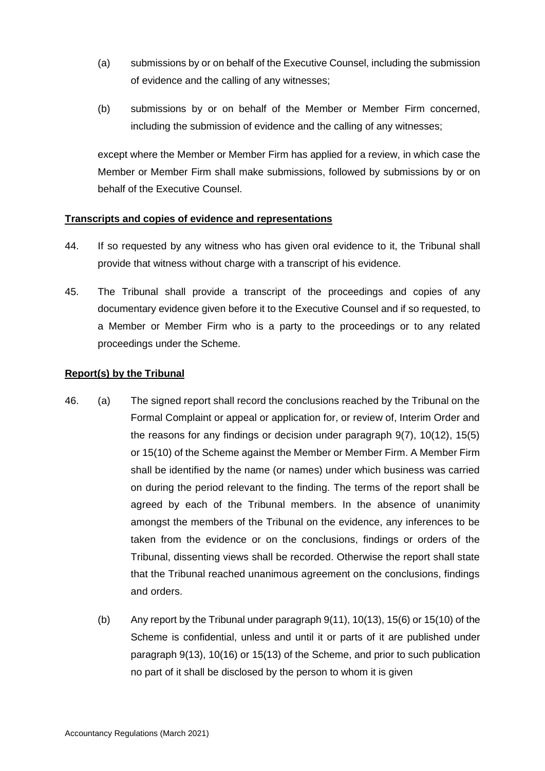(a) submissions by or on behalf of the Executive Counsel, including the submission of evidence and the calling of any witnesses;

(b) submissions by or on behalf of the Member or Member Firm concerned, including the submission of evidence and the calling of any witnesses;

except where the Member or Member Firm has applied for a review, in which case the Member or Member Firm shall make submissions, followed by submissions by or on behalf of the Executive Counsel.

**Transcripts and copies of evidence and representations**

44. If so requested by any witness who has given oral evidence to it, the Tribunal shall provide that witness without charge with a transcript of his evidence.

45. The Tribunal shall provide a transcript of the proceedings and copies of any documentary evidence given before it to the Executive Counsel and if so requested, to a Member or Member Firm who is a party to the proceedings or to any related proceedings under the Scheme.

**Report(s) by the Tribunal**

46. (a) The signed report shall record the conclusions reached by the Tribunal on the Formal Complaint or appeal or application for, or review of, Interim Order and the reasons for any findings or decision under paragraph 9(7), 10(12), 15(5) or 15(10) of the Scheme against the Member or Member Firm. A Member Firm shall be identified by the name (or names) under which business was carried on during the period relevant to the finding. The terms of the report shall be agreed by each of the Tribunal members. In the absence of unanimity amongst the members of the Tribunal on the evidence, any inferences to be taken from the evidence or on the conclusions, findings or orders of the Tribunal, dissenting views shall be recorded. Otherwise the report shall state that the Tribunal reached unanimous agreement on the conclusions, findings and orders.

(b) Any report by the Tribunal under paragraph 9(11), 10(13), 15(6) or 15(10) of the Scheme is confidential, unless and until it or parts of it are published under paragraph 9(13), 10(16) or 15(13) of the Scheme, and prior to such publication no part of it shall be disclosed by the person to whom it is given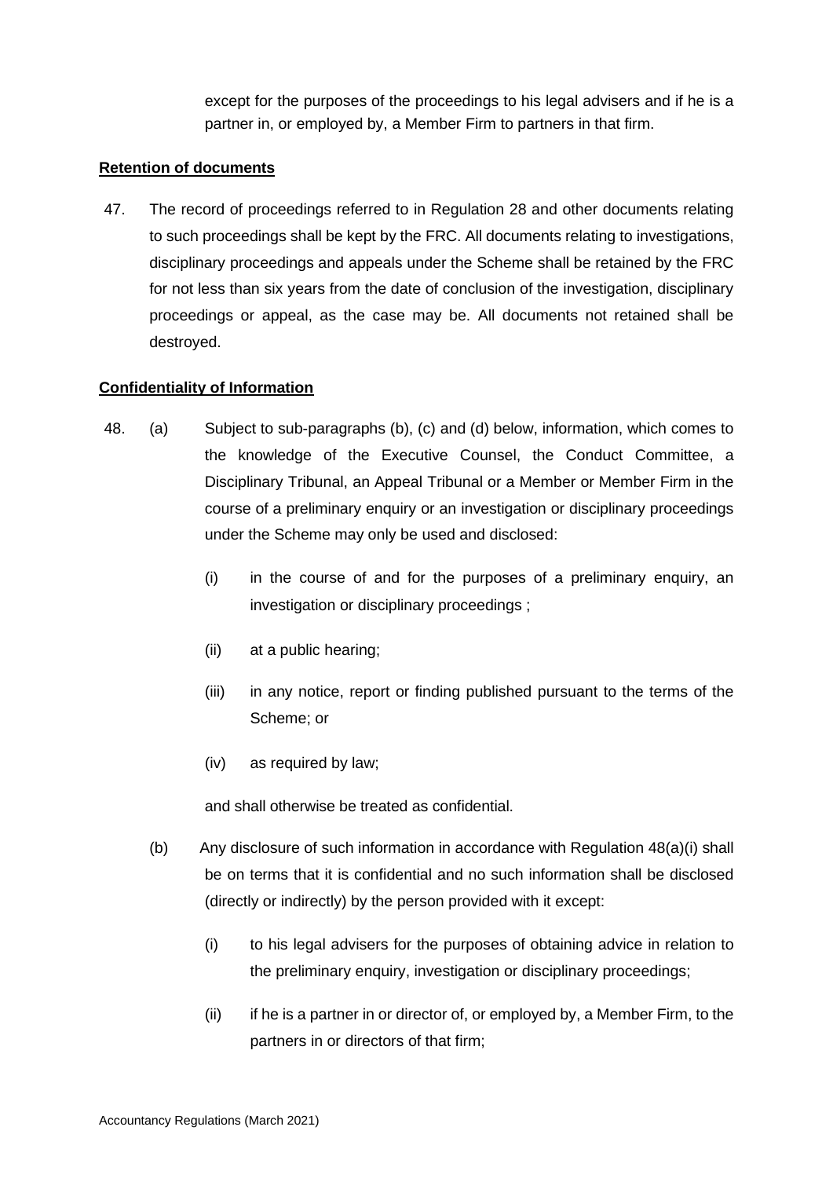except for the purposes of the proceedings to his legal advisers and if he is a partner in, or employed by, a Member Firm to partners in that firm.

**Retention of documents**

47. The record of proceedings referred to in Regulation 28 and other documents relating to such proceedings shall be kept by the FRC. All documents relating to investigations, disciplinary proceedings and appeals under the Scheme shall be retained by the FRC for not less than six years from the date of conclusion of the investigation, disciplinary proceedings or appeal, as the case may be. All documents not retained shall be destroyed.

**Confidentiality of Information**

48. (a) Subject to sub-paragraphs (b), (c) and (d) below, information, which comes to the knowledge of the Executive Counsel, the Conduct Committee, a Disciplinary Tribunal, an Appeal Tribunal or a Member or Member Firm in the course of a preliminary enquiry or an investigation or disciplinary proceedings under the Scheme may only be used and disclosed:

   (i) in the course of and for the purposes of a preliminary enquiry, an investigation or disciplinary proceedings ;

   (ii) at a public hearing;

   (iii) in any notice, report or finding published pursuant to the terms of the Scheme; or

   (iv) as required by law;

   and shall otherwise be treated as confidential.

   (b) Any disclosure of such information in accordance with Regulation 48(a)(i) shall be on terms that it is confidential and no such information shall be disclosed (directly or indirectly) by the person provided with it except:

   (i) to his legal advisers for the purposes of obtaining advice in relation to the preliminary enquiry, investigation or disciplinary proceedings;

   (ii) if he is a partner in or director of, or employed by, a Member Firm, to the partners in or directors of that firm;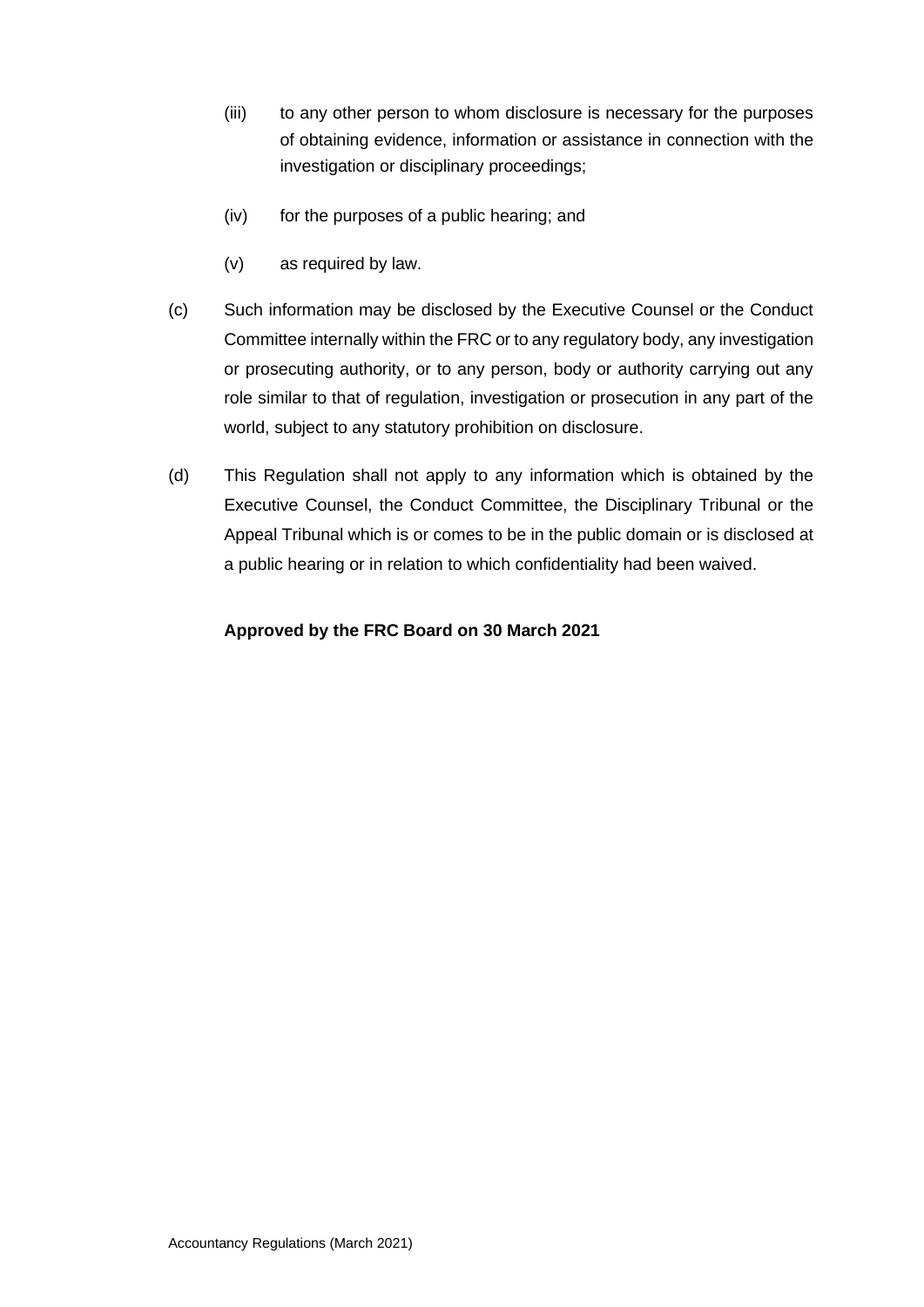(iii) to any other person to whom disclosure is necessary for the purposes of obtaining evidence, information or assistance in connection with the investigation or disciplinary proceedings;

(iv) for the purposes of a public hearing; and

(v) as required by law.

(c) Such information may be disclosed by the Executive Counsel or the Conduct Committee internally within the FRC or to any regulatory body, any investigation or prosecuting authority, or to any person, body or authority carrying out any role similar to that of regulation, investigation or prosecution in any part of the world, subject to any statutory prohibition on disclosure.

(d) This Regulation shall not apply to any information which is obtained by the Executive Counsel, the Conduct Committee, the Disciplinary Tribunal or the Appeal Tribunal which is or comes to be in the public domain or is disclosed at a public hearing or in relation to which confidentiality had been waived.

**Approved by the FRC Board on 30 March 2021**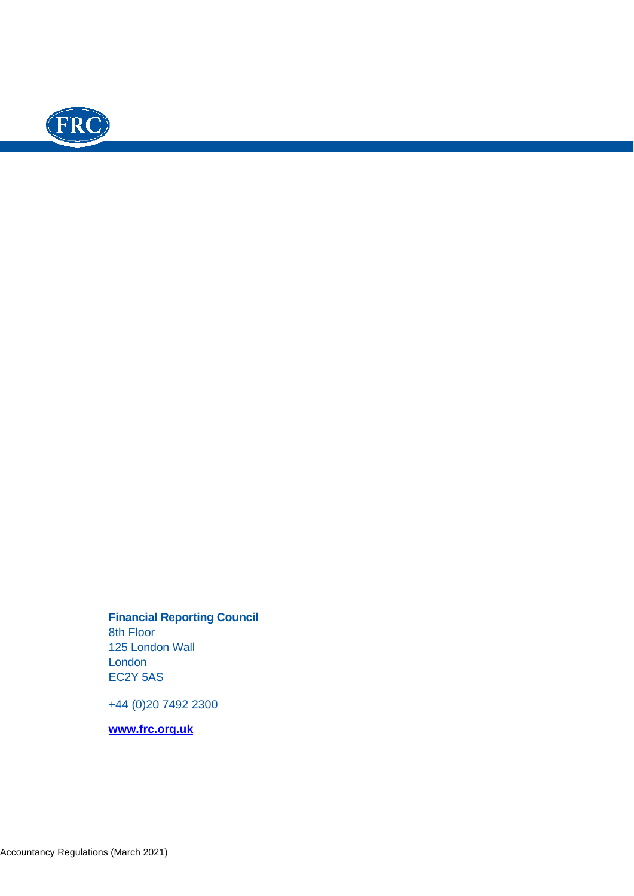**Financial Reporting Council**
8th Floor
125 London Wall
London
EC2Y 5AS

+44 (0)20 7492 2300

**www.frc.org.uk**